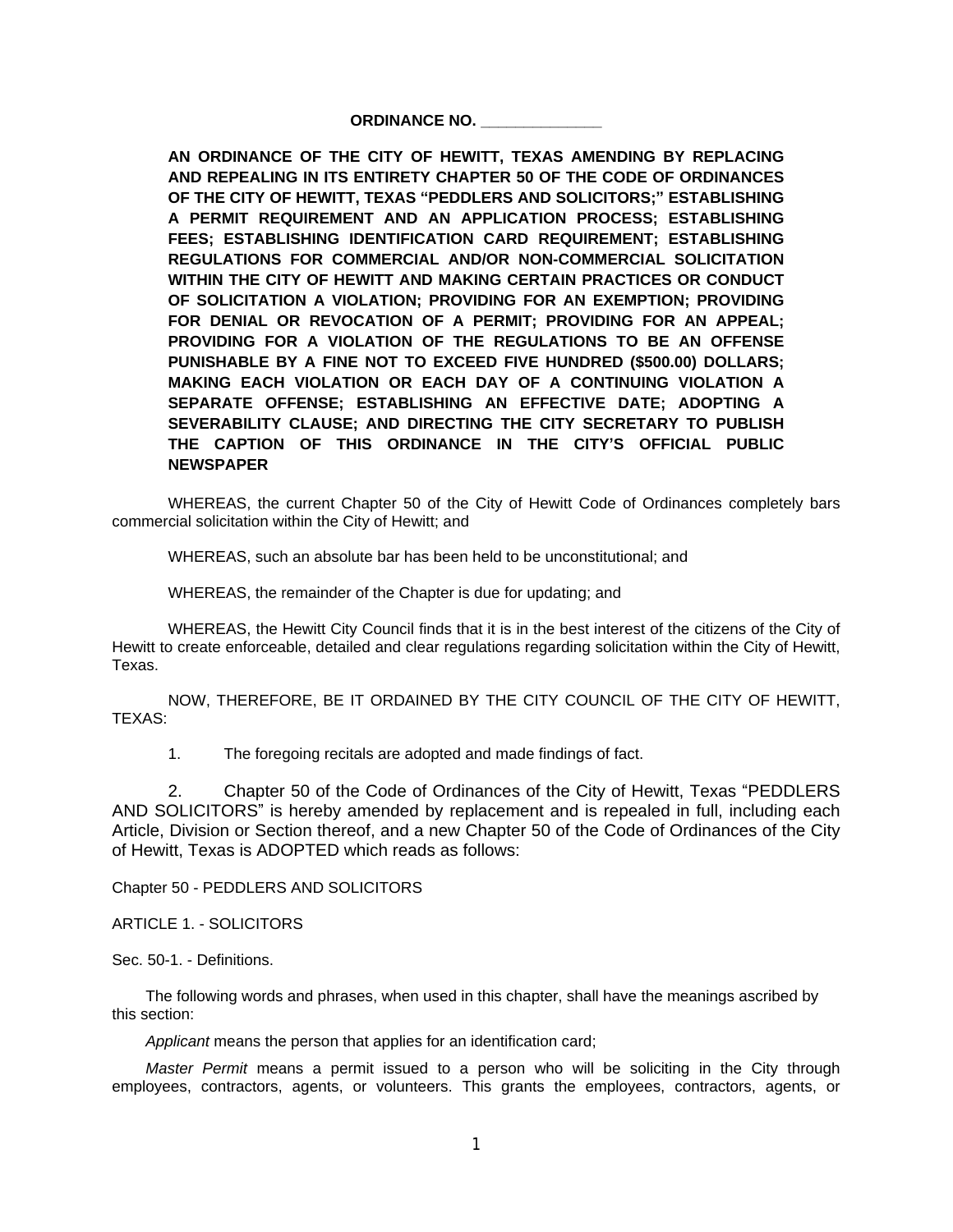**ORDINANCE NO. ______________**

**AN ORDINANCE OF THE CITY OF HEWITT, TEXAS AMENDING BY REPLACING AND REPEALING IN ITS ENTIRETY CHAPTER 50 OF THE CODE OF ORDINANCES OF THE CITY OF HEWITT, TEXAS "PEDDLERS AND SOLICITORS;" ESTABLISHING A PERMIT REQUIREMENT AND AN APPLICATION PROCESS; ESTABLISHING FEES; ESTABLISHING IDENTIFICATION CARD REQUIREMENT; ESTABLISHING REGULATIONS FOR COMMERCIAL AND/OR NON-COMMERCIAL SOLICITATION WITHIN THE CITY OF HEWITT AND MAKING CERTAIN PRACTICES OR CONDUCT OF SOLICITATION A VIOLATION; PROVIDING FOR AN EXEMPTION; PROVIDING FOR DENIAL OR REVOCATION OF A PERMIT; PROVIDING FOR AN APPEAL; PROVIDING FOR A VIOLATION OF THE REGULATIONS TO BE AN OFFENSE PUNISHABLE BY A FINE NOT TO EXCEED FIVE HUNDRED ($500.00) DOLLARS; MAKING EACH VIOLATION OR EACH DAY OF A CONTINUING VIOLATION A SEPARATE OFFENSE; ESTABLISHING AN EFFECTIVE DATE; ADOPTING A SEVERABILITY CLAUSE; AND DIRECTING THE CITY SECRETARY TO PUBLISH THE CAPTION OF THIS ORDINANCE IN THE CITY'S OFFICIAL PUBLIC NEWSPAPER**

WHEREAS, the current Chapter 50 of the City of Hewitt Code of Ordinances completely bars commercial solicitation within the City of Hewitt; and

WHEREAS, such an absolute bar has been held to be unconstitutional; and

WHEREAS, the remainder of the Chapter is due for updating; and

WHEREAS, the Hewitt City Council finds that it is in the best interest of the citizens of the City of Hewitt to create enforceable, detailed and clear regulations regarding solicitation within the City of Hewitt, Texas.

NOW, THEREFORE, BE IT ORDAINED BY THE CITY COUNCIL OF THE CITY OF HEWITT, TEXAS:

1. The foregoing recitals are adopted and made findings of fact.

2. Chapter 50 of the Code of Ordinances of the City of Hewitt, Texas "PEDDLERS AND SOLICITORS" is hereby amended by replacement and is repealed in full, including each Article, Division or Section thereof, and a new Chapter 50 of the Code of Ordinances of the City of Hewitt, Texas is ADOPTED which reads as follows:

Chapter 50 - PEDDLERS AND SOLICITORS

ARTICLE 1. - SOLICITORS

Sec. 50-1. - Definitions.

The following words and phrases, when used in this chapter, shall have the meanings ascribed by this section:

*Applicant* means the person that applies for an identification card;

*Master Permit* means a permit issued to a person who will be soliciting in the City through employees, contractors, agents, or volunteers. This grants the employees, contractors, agents, or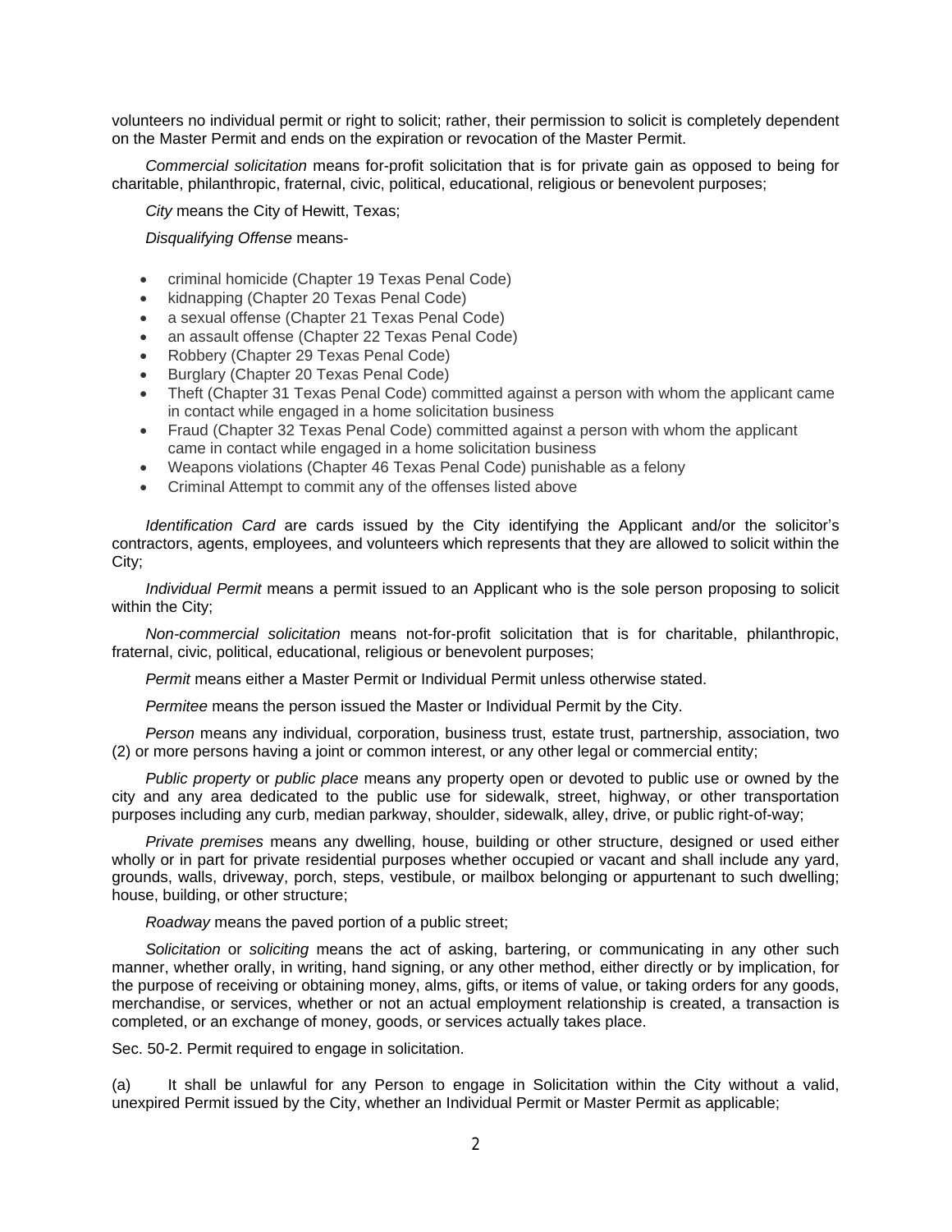volunteers no individual permit or right to solicit; rather, their permission to solicit is completely dependent on the Master Permit and ends on the expiration or revocation of the Master Permit.

*Commercial solicitation* means for-profit solicitation that is for private gain as opposed to being for charitable, philanthropic, fraternal, civic, political, educational, religious or benevolent purposes;

*City* means the City of Hewitt, Texas;

*Disqualifying Offense* means-

- criminal homicide (Chapter 19 Texas Penal Code)
- kidnapping (Chapter 20 Texas Penal Code)
- a sexual offense (Chapter 21 Texas Penal Code)
- an assault offense (Chapter 22 Texas Penal Code)
- Robbery (Chapter 29 Texas Penal Code)
- Burglary (Chapter 20 Texas Penal Code)
- Theft (Chapter 31 Texas Penal Code) committed against a person with whom the applicant came in contact while engaged in a home solicitation business
- Fraud (Chapter 32 Texas Penal Code) committed against a person with whom the applicant came in contact while engaged in a home solicitation business
- Weapons violations (Chapter 46 Texas Penal Code) punishable as a felony
- Criminal Attempt to commit any of the offenses listed above

*Identification Card* are cards issued by the City identifying the Applicant and/or the solicitor's contractors, agents, employees, and volunteers which represents that they are allowed to solicit within the City;

*Individual Permit* means a permit issued to an Applicant who is the sole person proposing to solicit within the City;

*Non-commercial solicitation* means not-for-profit solicitation that is for charitable, philanthropic, fraternal, civic, political, educational, religious or benevolent purposes;

*Permit* means either a Master Permit or Individual Permit unless otherwise stated.

*Permitee* means the person issued the Master or Individual Permit by the City.

*Person* means any individual, corporation, business trust, estate trust, partnership, association, two (2) or more persons having a joint or common interest, or any other legal or commercial entity;

*Public property* or *public place* means any property open or devoted to public use or owned by the city and any area dedicated to the public use for sidewalk, street, highway, or other transportation purposes including any curb, median parkway, shoulder, sidewalk, alley, drive, or public right-of-way;

*Private premises* means any dwelling, house, building or other structure, designed or used either wholly or in part for private residential purposes whether occupied or vacant and shall include any yard, grounds, walls, driveway, porch, steps, vestibule, or mailbox belonging or appurtenant to such dwelling; house, building, or other structure;

*Roadway* means the paved portion of a public street;

*Solicitation* or *soliciting* means the act of asking, bartering, or communicating in any other such manner, whether orally, in writing, hand signing, or any other method, either directly or by implication, for the purpose of receiving or obtaining money, alms, gifts, or items of value, or taking orders for any goods, merchandise, or services, whether or not an actual employment relationship is created, a transaction is completed, or an exchange of money, goods, or services actually takes place.

Sec. 50-2. Permit required to engage in solicitation.

(a) It shall be unlawful for any Person to engage in Solicitation within the City without a valid, unexpired Permit issued by the City, whether an Individual Permit or Master Permit as applicable;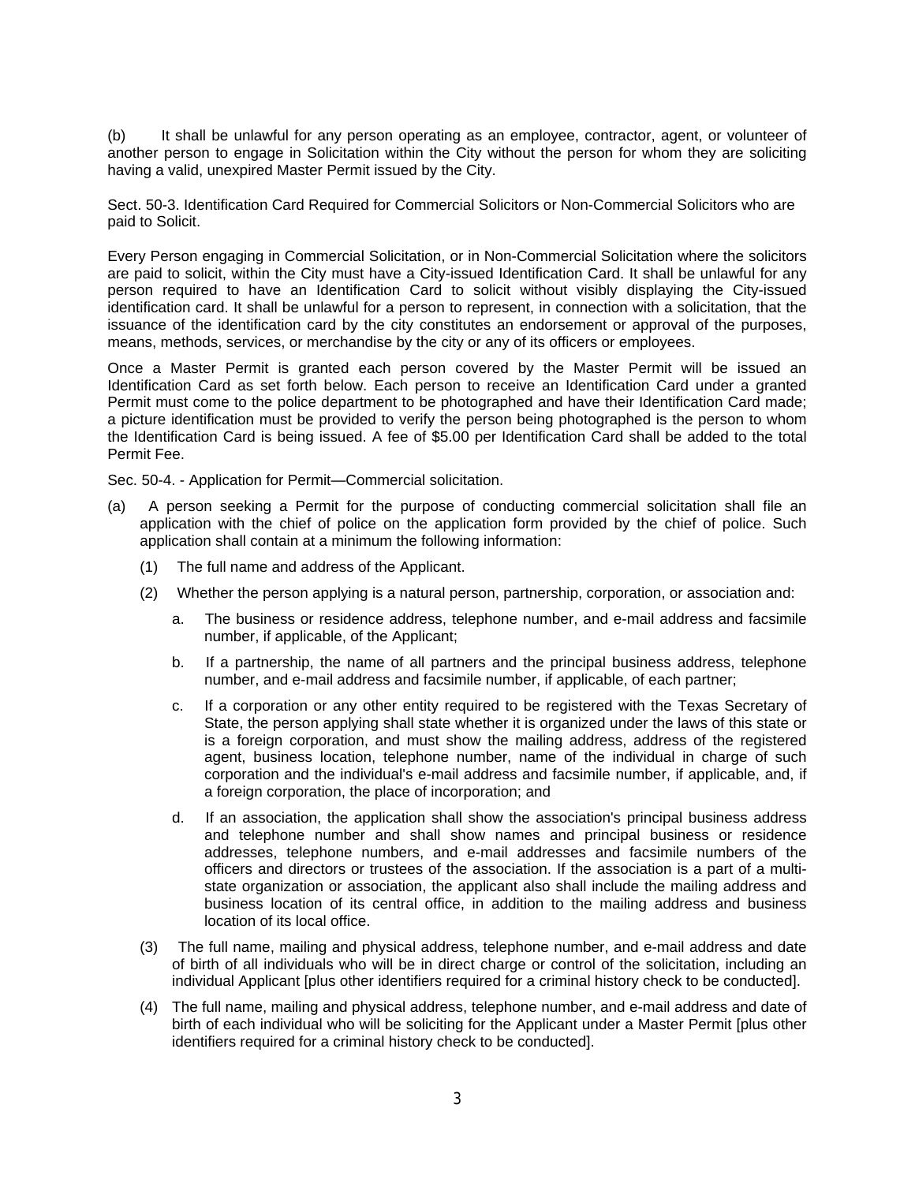(b) It shall be unlawful for any person operating as an employee, contractor, agent, or volunteer of another person to engage in Solicitation within the City without the person for whom they are soliciting having a valid, unexpired Master Permit issued by the City.

Sect. 50-3. Identification Card Required for Commercial Solicitors or Non-Commercial Solicitors who are paid to Solicit.

Every Person engaging in Commercial Solicitation, or in Non-Commercial Solicitation where the solicitors are paid to solicit, within the City must have a City-issued Identification Card. It shall be unlawful for any person required to have an Identification Card to solicit without visibly displaying the City-issued identification card. It shall be unlawful for a person to represent, in connection with a solicitation, that the issuance of the identification card by the city constitutes an endorsement or approval of the purposes, means, methods, services, or merchandise by the city or any of its officers or employees.

Once a Master Permit is granted each person covered by the Master Permit will be issued an Identification Card as set forth below. Each person to receive an Identification Card under a granted Permit must come to the police department to be photographed and have their Identification Card made; a picture identification must be provided to verify the person being photographed is the person to whom the Identification Card is being issued. A fee of $5.00 per Identification Card shall be added to the total Permit Fee.

Sec. 50-4. - Application for Permit—Commercial solicitation.

(a) A person seeking a Permit for the purpose of conducting commercial solicitation shall file an application with the chief of police on the application form provided by the chief of police. Such application shall contain at a minimum the following information:

(1) The full name and address of the Applicant.

(2) Whether the person applying is a natural person, partnership, corporation, or association and:

a. The business or residence address, telephone number, and e-mail address and facsimile number, if applicable, of the Applicant;

b. If a partnership, the name of all partners and the principal business address, telephone number, and e-mail address and facsimile number, if applicable, of each partner;

c. If a corporation or any other entity required to be registered with the Texas Secretary of State, the person applying shall state whether it is organized under the laws of this state or is a foreign corporation, and must show the mailing address, address of the registered agent, business location, telephone number, name of the individual in charge of such corporation and the individual's e-mail address and facsimile number, if applicable, and, if a foreign corporation, the place of incorporation; and

d. If an association, the application shall show the association's principal business address and telephone number and shall show names and principal business or residence addresses, telephone numbers, and e-mail addresses and facsimile numbers of the officers and directors or trustees of the association. If the association is a part of a multi-state organization or association, the applicant also shall include the mailing address and business location of its central office, in addition to the mailing address and business location of its local office.

(3) The full name, mailing and physical address, telephone number, and e-mail address and date of birth of all individuals who will be in direct charge or control of the solicitation, including an individual Applicant [plus other identifiers required for a criminal history check to be conducted].

(4) The full name, mailing and physical address, telephone number, and e-mail address and date of birth of each individual who will be soliciting for the Applicant under a Master Permit [plus other identifiers required for a criminal history check to be conducted].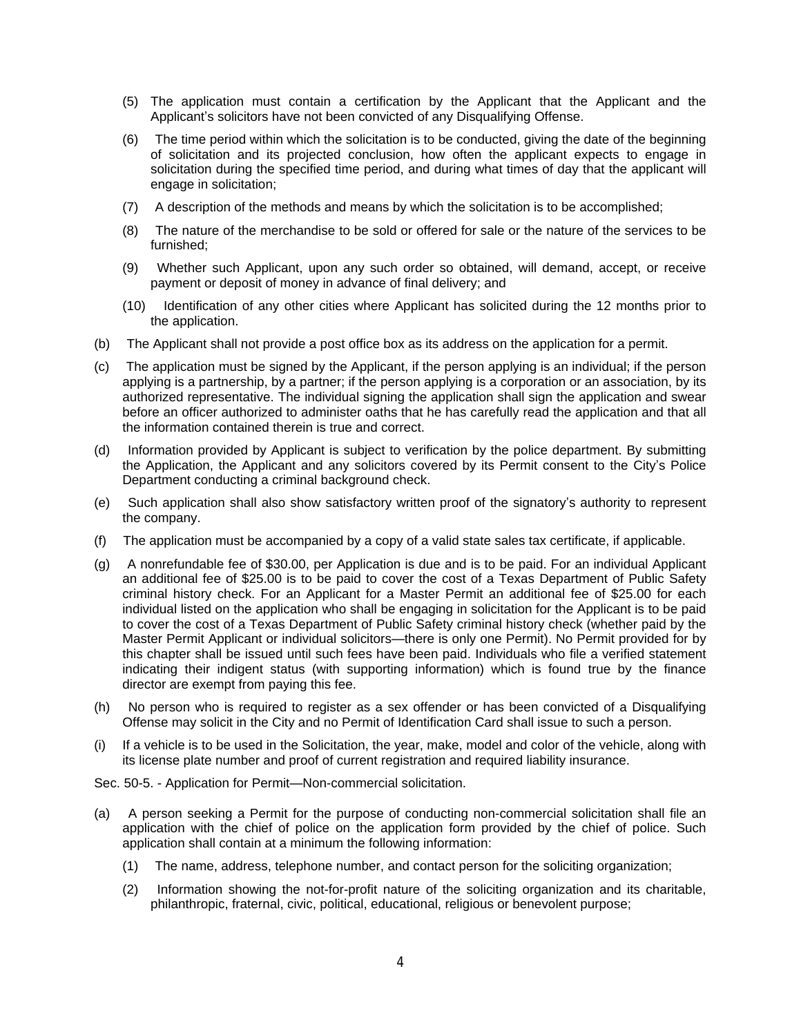(5) The application must contain a certification by the Applicant that the Applicant and the Applicant's solicitors have not been convicted of any Disqualifying Offense.

(6) The time period within which the solicitation is to be conducted, giving the date of the beginning of solicitation and its projected conclusion, how often the applicant expects to engage in solicitation during the specified time period, and during what times of day that the applicant will engage in solicitation;

(7) A description of the methods and means by which the solicitation is to be accomplished;

(8) The nature of the merchandise to be sold or offered for sale or the nature of the services to be furnished;

(9) Whether such Applicant, upon any such order so obtained, will demand, accept, or receive payment or deposit of money in advance of final delivery; and

(10) Identification of any other cities where Applicant has solicited during the 12 months prior to the application.

(b) The Applicant shall not provide a post office box as its address on the application for a permit.

(c) The application must be signed by the Applicant, if the person applying is an individual; if the person applying is a partnership, by a partner; if the person applying is a corporation or an association, by its authorized representative. The individual signing the application shall sign the application and swear before an officer authorized to administer oaths that he has carefully read the application and that all the information contained therein is true and correct.

(d) Information provided by Applicant is subject to verification by the police department. By submitting the Application, the Applicant and any solicitors covered by its Permit consent to the City's Police Department conducting a criminal background check.

(e) Such application shall also show satisfactory written proof of the signatory's authority to represent the company.

(f) The application must be accompanied by a copy of a valid state sales tax certificate, if applicable.

(g) A nonrefundable fee of $30.00, per Application is due and is to be paid. For an individual Applicant an additional fee of $25.00 is to be paid to cover the cost of a Texas Department of Public Safety criminal history check. For an Applicant for a Master Permit an additional fee of $25.00 for each individual listed on the application who shall be engaging in solicitation for the Applicant is to be paid to cover the cost of a Texas Department of Public Safety criminal history check (whether paid by the Master Permit Applicant or individual solicitors—there is only one Permit). No Permit provided for by this chapter shall be issued until such fees have been paid. Individuals who file a verified statement indicating their indigent status (with supporting information) which is found true by the finance director are exempt from paying this fee.

(h) No person who is required to register as a sex offender or has been convicted of a Disqualifying Offense may solicit in the City and no Permit of Identification Card shall issue to such a person.

(i) If a vehicle is to be used in the Solicitation, the year, make, model and color of the vehicle, along with its license plate number and proof of current registration and required liability insurance.

Sec. 50-5. - Application for Permit—Non-commercial solicitation.

(a) A person seeking a Permit for the purpose of conducting non-commercial solicitation shall file an application with the chief of police on the application form provided by the chief of police. Such application shall contain at a minimum the following information:

(1) The name, address, telephone number, and contact person for the soliciting organization;

(2) Information showing the not-for-profit nature of the soliciting organization and its charitable, philanthropic, fraternal, civic, political, educational, religious or benevolent purpose;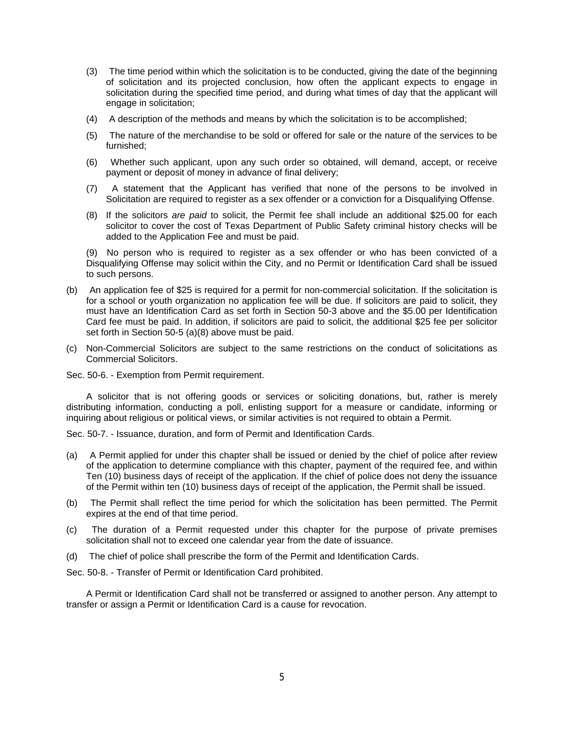(3) The time period within which the solicitation is to be conducted, giving the date of the beginning of solicitation and its projected conclusion, how often the applicant expects to engage in solicitation during the specified time period, and during what times of day that the applicant will engage in solicitation;

(4) A description of the methods and means by which the solicitation is to be accomplished;

(5) The nature of the merchandise to be sold or offered for sale or the nature of the services to be furnished;

(6) Whether such applicant, upon any such order so obtained, will demand, accept, or receive payment or deposit of money in advance of final delivery;

(7) A statement that the Applicant has verified that none of the persons to be involved in Solicitation are required to register as a sex offender or a conviction for a Disqualifying Offense.

(8) If the solicitors *are paid* to solicit, the Permit fee shall include an additional $25.00 for each solicitor to cover the cost of Texas Department of Public Safety criminal history checks will be added to the Application Fee and must be paid.

(9) No person who is required to register as a sex offender or who has been convicted of a Disqualifying Offense may solicit within the City, and no Permit or Identification Card shall be issued to such persons.

(b) An application fee of $25 is required for a permit for non-commercial solicitation. If the solicitation is for a school or youth organization no application fee will be due. If solicitors are paid to solicit, they must have an Identification Card as set forth in Section 50-3 above and the $5.00 per Identification Card fee must be paid. In addition, if solicitors are paid to solicit, the additional $25 fee per solicitor set forth in Section 50-5 (a)(8) above must be paid.

(c) Non-Commercial Solicitors are subject to the same restrictions on the conduct of solicitations as Commercial Solicitors.

Sec. 50-6. - Exemption from Permit requirement.

A solicitor that is not offering goods or services or soliciting donations, but, rather is merely distributing information, conducting a poll, enlisting support for a measure or candidate, informing or inquiring about religious or political views, or similar activities is not required to obtain a Permit.

Sec. 50-7. - Issuance, duration, and form of Permit and Identification Cards.

(a) A Permit applied for under this chapter shall be issued or denied by the chief of police after review of the application to determine compliance with this chapter, payment of the required fee, and within Ten (10) business days of receipt of the application. If the chief of police does not deny the issuance of the Permit within ten (10) business days of receipt of the application, the Permit shall be issued.

(b) The Permit shall reflect the time period for which the solicitation has been permitted. The Permit expires at the end of that time period.

(c) The duration of a Permit requested under this chapter for the purpose of private premises solicitation shall not to exceed one calendar year from the date of issuance.

(d) The chief of police shall prescribe the form of the Permit and Identification Cards.

Sec. 50-8. - Transfer of Permit or Identification Card prohibited.

A Permit or Identification Card shall not be transferred or assigned to another person. Any attempt to transfer or assign a Permit or Identification Card is a cause for revocation.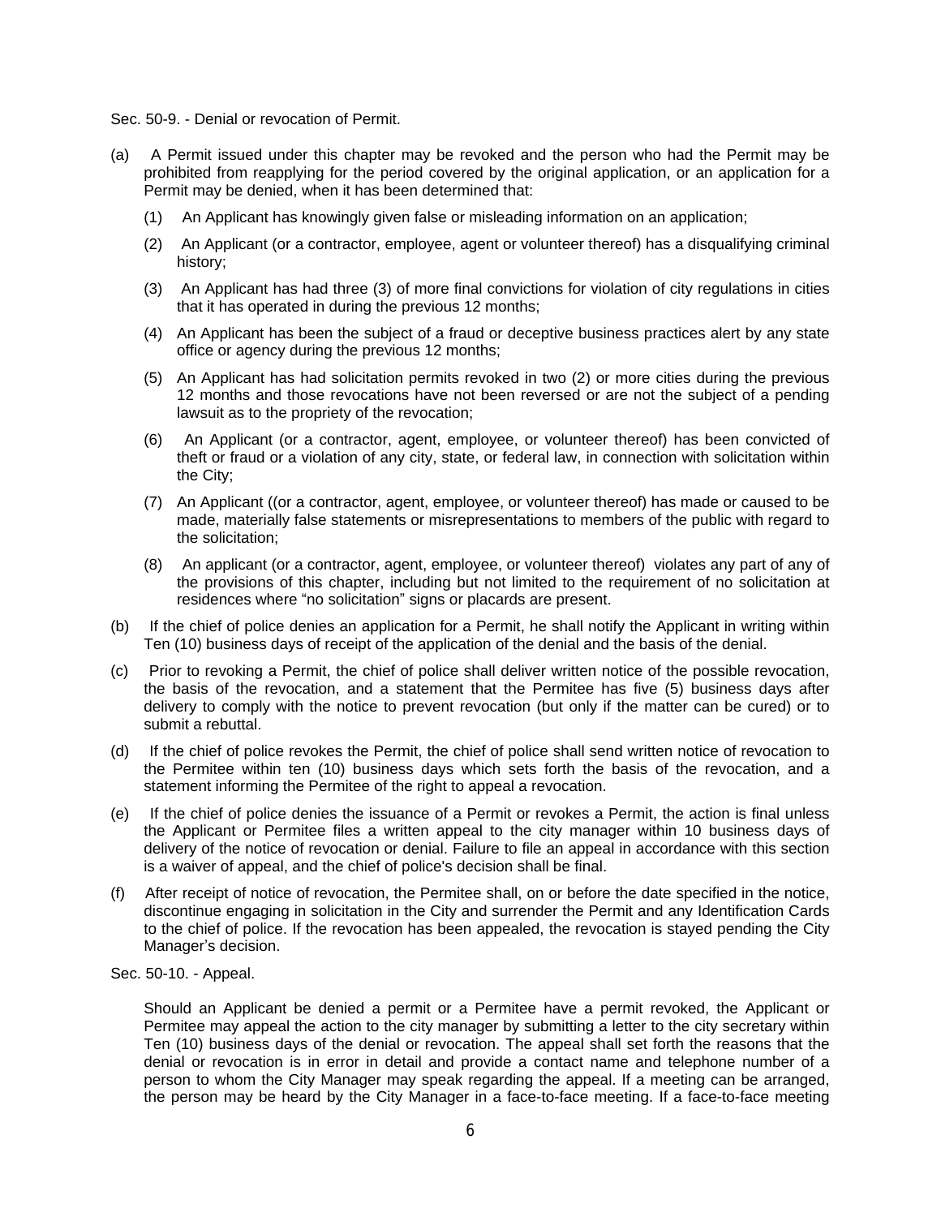Sec. 50-9. - Denial or revocation of Permit.

(a) A Permit issued under this chapter may be revoked and the person who had the Permit may be prohibited from reapplying for the period covered by the original application, or an application for a Permit may be denied, when it has been determined that:

(1) An Applicant has knowingly given false or misleading information on an application;

(2) An Applicant (or a contractor, employee, agent or volunteer thereof) has a disqualifying criminal history;

(3) An Applicant has had three (3) of more final convictions for violation of city regulations in cities that it has operated in during the previous 12 months;

(4) An Applicant has been the subject of a fraud or deceptive business practices alert by any state office or agency during the previous 12 months;

(5) An Applicant has had solicitation permits revoked in two (2) or more cities during the previous 12 months and those revocations have not been reversed or are not the subject of a pending lawsuit as to the propriety of the revocation;

(6) An Applicant (or a contractor, agent, employee, or volunteer thereof) has been convicted of theft or fraud or a violation of any city, state, or federal law, in connection with solicitation within the City;

(7) An Applicant ((or a contractor, agent, employee, or volunteer thereof) has made or caused to be made, materially false statements or misrepresentations to members of the public with regard to the solicitation;

(8) An applicant (or a contractor, agent, employee, or volunteer thereof) violates any part of any of the provisions of this chapter, including but not limited to the requirement of no solicitation at residences where "no solicitation" signs or placards are present.

(b) If the chief of police denies an application for a Permit, he shall notify the Applicant in writing within Ten (10) business days of receipt of the application of the denial and the basis of the denial.

(c) Prior to revoking a Permit, the chief of police shall deliver written notice of the possible revocation, the basis of the revocation, and a statement that the Permitee has five (5) business days after delivery to comply with the notice to prevent revocation (but only if the matter can be cured) or to submit a rebuttal.

(d) If the chief of police revokes the Permit, the chief of police shall send written notice of revocation to the Permitee within ten (10) business days which sets forth the basis of the revocation, and a statement informing the Permitee of the right to appeal a revocation.

(e) If the chief of police denies the issuance of a Permit or revokes a Permit, the action is final unless the Applicant or Permitee files a written appeal to the city manager within 10 business days of delivery of the notice of revocation or denial. Failure to file an appeal in accordance with this section is a waiver of appeal, and the chief of police's decision shall be final.

(f) After receipt of notice of revocation, the Permitee shall, on or before the date specified in the notice, discontinue engaging in solicitation in the City and surrender the Permit and any Identification Cards to the chief of police. If the revocation has been appealed, the revocation is stayed pending the City Manager's decision.

Sec. 50-10. - Appeal.

Should an Applicant be denied a permit or a Permitee have a permit revoked, the Applicant or Permitee may appeal the action to the city manager by submitting a letter to the city secretary within Ten (10) business days of the denial or revocation. The appeal shall set forth the reasons that the denial or revocation is in error in detail and provide a contact name and telephone number of a person to whom the City Manager may speak regarding the appeal. If a meeting can be arranged, the person may be heard by the City Manager in a face-to-face meeting. If a face-to-face meeting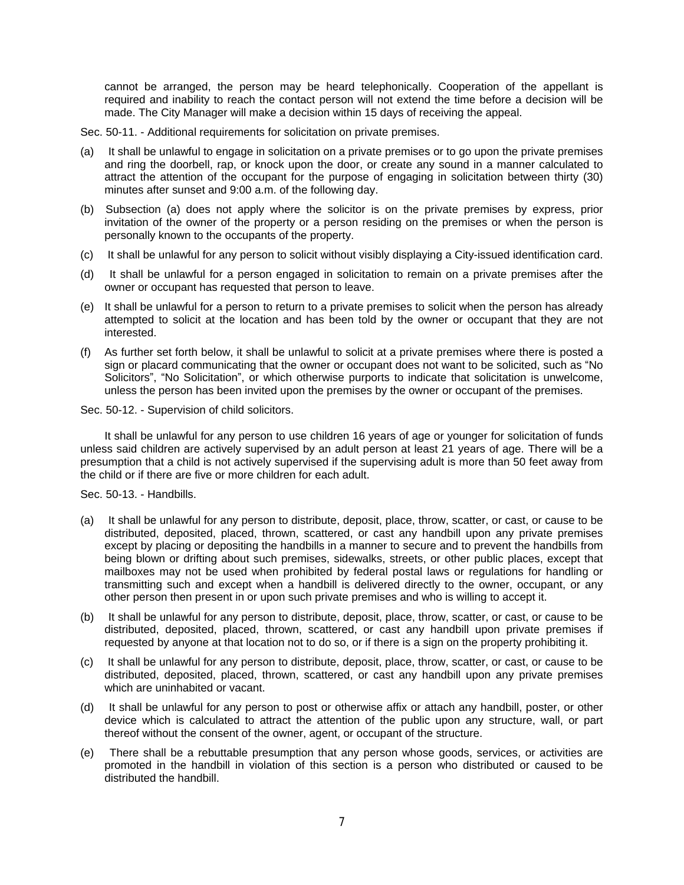cannot be arranged, the person may be heard telephonically. Cooperation of the appellant is required and inability to reach the contact person will not extend the time before a decision will be made. The City Manager will make a decision within 15 days of receiving the appeal.

Sec. 50-11. - Additional requirements for solicitation on private premises.

(a) It shall be unlawful to engage in solicitation on a private premises or to go upon the private premises and ring the doorbell, rap, or knock upon the door, or create any sound in a manner calculated to attract the attention of the occupant for the purpose of engaging in solicitation between thirty (30) minutes after sunset and 9:00 a.m. of the following day.

(b) Subsection (a) does not apply where the solicitor is on the private premises by express, prior invitation of the owner of the property or a person residing on the premises or when the person is personally known to the occupants of the property.

(c) It shall be unlawful for any person to solicit without visibly displaying a City-issued identification card.

(d) It shall be unlawful for a person engaged in solicitation to remain on a private premises after the owner or occupant has requested that person to leave.

(e) It shall be unlawful for a person to return to a private premises to solicit when the person has already attempted to solicit at the location and has been told by the owner or occupant that they are not interested.

(f) As further set forth below, it shall be unlawful to solicit at a private premises where there is posted a sign or placard communicating that the owner or occupant does not want to be solicited, such as "No Solicitors", "No Solicitation", or which otherwise purports to indicate that solicitation is unwelcome, unless the person has been invited upon the premises by the owner or occupant of the premises.

Sec. 50-12. - Supervision of child solicitors.

It shall be unlawful for any person to use children 16 years of age or younger for solicitation of funds unless said children are actively supervised by an adult person at least 21 years of age. There will be a presumption that a child is not actively supervised if the supervising adult is more than 50 feet away from the child or if there are five or more children for each adult.

Sec. 50-13. - Handbills.

(a) It shall be unlawful for any person to distribute, deposit, place, throw, scatter, or cast, or cause to be distributed, deposited, placed, thrown, scattered, or cast any handbill upon any private premises except by placing or depositing the handbills in a manner to secure and to prevent the handbills from being blown or drifting about such premises, sidewalks, streets, or other public places, except that mailboxes may not be used when prohibited by federal postal laws or regulations for handling or transmitting such and except when a handbill is delivered directly to the owner, occupant, or any other person then present in or upon such private premises and who is willing to accept it.

(b) It shall be unlawful for any person to distribute, deposit, place, throw, scatter, or cast, or cause to be distributed, deposited, placed, thrown, scattered, or cast any handbill upon private premises if requested by anyone at that location not to do so, or if there is a sign on the property prohibiting it.

(c) It shall be unlawful for any person to distribute, deposit, place, throw, scatter, or cast, or cause to be distributed, deposited, placed, thrown, scattered, or cast any handbill upon any private premises which are uninhabited or vacant.

(d) It shall be unlawful for any person to post or otherwise affix or attach any handbill, poster, or other device which is calculated to attract the attention of the public upon any structure, wall, or part thereof without the consent of the owner, agent, or occupant of the structure.

(e) There shall be a rebuttable presumption that any person whose goods, services, or activities are promoted in the handbill in violation of this section is a person who distributed or caused to be distributed the handbill.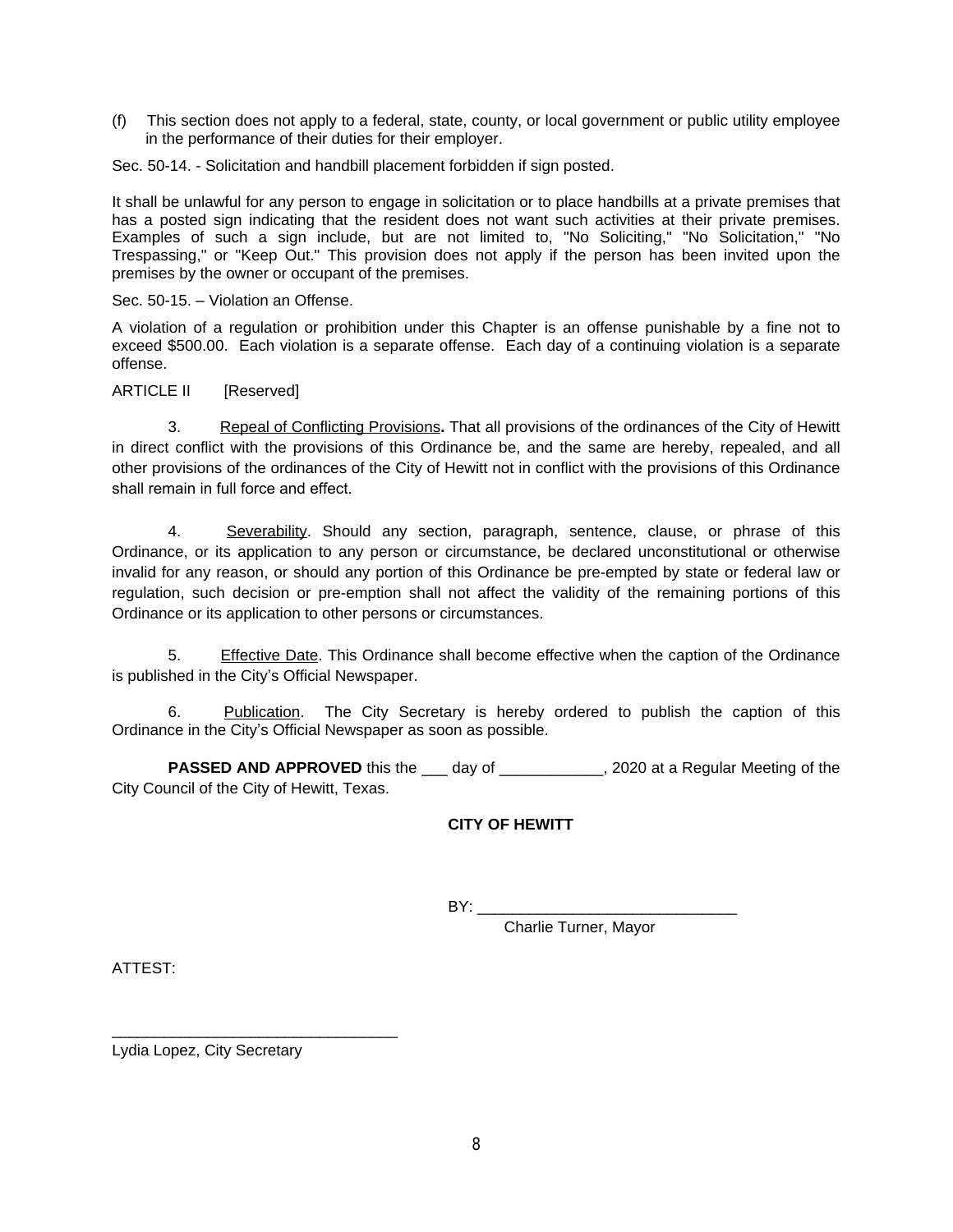(f) This section does not apply to a federal, state, county, or local government or public utility employee in the performance of their duties for their employer.

Sec. 50-14. - Solicitation and handbill placement forbidden if sign posted.

It shall be unlawful for any person to engage in solicitation or to place handbills at a private premises that has a posted sign indicating that the resident does not want such activities at their private premises. Examples of such a sign include, but are not limited to, "No Soliciting," "No Solicitation," "No Trespassing," or "Keep Out." This provision does not apply if the person has been invited upon the premises by the owner or occupant of the premises.

Sec. 50-15. – Violation an Offense.

A violation of a regulation or prohibition under this Chapter is an offense punishable by a fine not to exceed $500.00. Each violation is a separate offense. Each day of a continuing violation is a separate offense.

ARTICLE II [Reserved]

3. Repeal of Conflicting Provisions**.** That all provisions of the ordinances of the City of Hewitt in direct conflict with the provisions of this Ordinance be, and the same are hereby, repealed, and all other provisions of the ordinances of the City of Hewitt not in conflict with the provisions of this Ordinance shall remain in full force and effect.

4. Severability. Should any section, paragraph, sentence, clause, or phrase of this Ordinance, or its application to any person or circumstance, be declared unconstitutional or otherwise invalid for any reason, or should any portion of this Ordinance be pre-empted by state or federal law or regulation, such decision or pre-emption shall not affect the validity of the remaining portions of this Ordinance or its application to other persons or circumstances.

5. Effective Date. This Ordinance shall become effective when the caption of the Ordinance is published in the City's Official Newspaper.

6. Publication. The City Secretary is hereby ordered to publish the caption of this Ordinance in the City's Official Newspaper as soon as possible.

**PASSED AND APPROVED** this the ___ day of ____________, 2020 at a Regular Meeting of the City Council of the City of Hewitt, Texas.

**CITY OF HEWITT**

BY: ______________________________
Charlie Turner, Mayor

ATTEST:

_________________________________
Lydia Lopez, City Secretary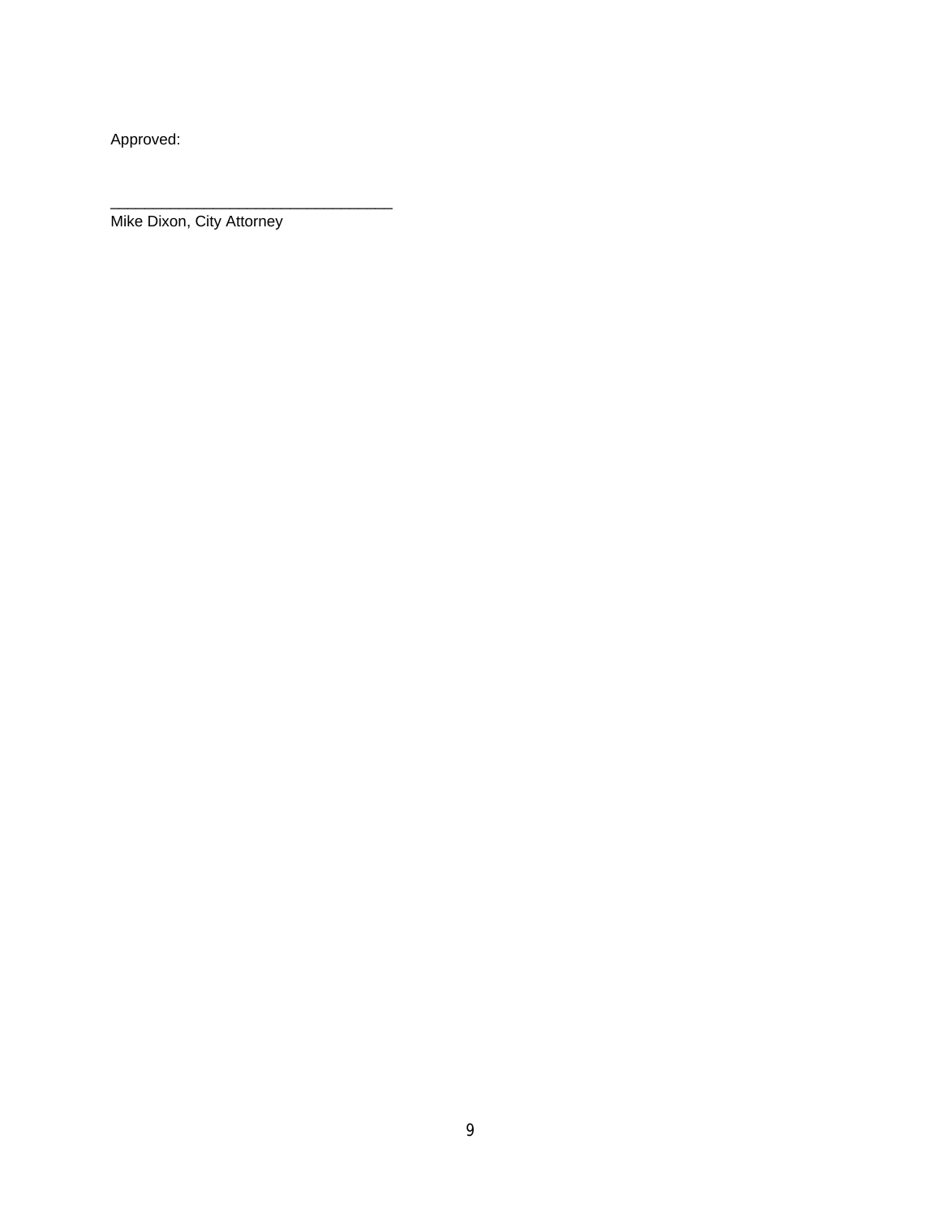Approved:

\_\_\_\_\_\_\_\_\_\_\_\_\_\_\_\_\_\_\_\_\_\_\_\_\_\_\_\_\_\_\_\_\_\_
Mike Dixon, City Attorney